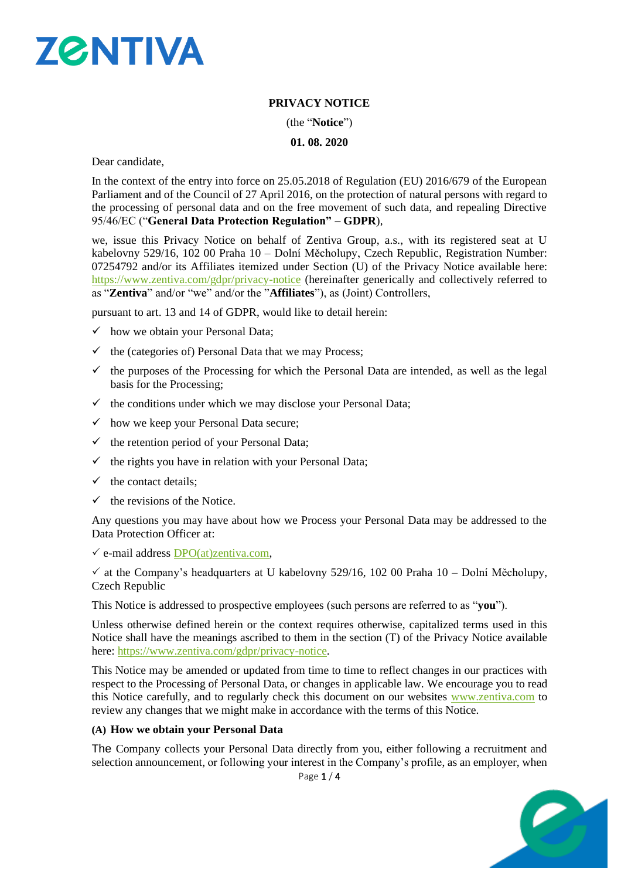**PRIVACY NOTICE**

(the "**Notice**")

**01. 08. 2020**

Dear candidate,

In the context of the entry into force on 25.05.2018 of Regulation (EU) 2016/679 of the European Parliament and of the Council of 27 April 2016, on the protection of natural persons with regard to the processing of personal data and on the free movement of such data, and repealing Directive 95/46/EC ("**General Data Protection Regulation" – GDPR**),

we, issue this Privacy Notice on behalf of Zentiva Group, a.s., with its registered seat at U kabelovny 529/16, 102 00 Praha 10 – Dolní Měcholupy, Czech Republic, Registration Number: 07254792 and/or its Affiliates itemized under Section (U) of the Privacy Notice available here: https://www.zentiva.com/gdpr/privacy-notice (hereinafter generically and collectively referred to as "**Zentiva**" and/or "we" and/or the "**Affiliates**"), as (Joint) Controllers,

pursuant to art. 13 and 14 of GDPR, would like to detail herein:

- ✓ how we obtain your Personal Data;
- ✓ the (categories of) Personal Data that we may Process;
- ✓ the purposes of the Processing for which the Personal Data are intended, as well as the legal basis for the Processing;
- ✓ the conditions under which we may disclose your Personal Data;
- ✓ how we keep your Personal Data secure;
- ✓ the retention period of your Personal Data;
- ✓ the rights you have in relation with your Personal Data;
- ✓ the contact details;
- ✓ the revisions of the Notice.

Any questions you may have about how we Process your Personal Data may be addressed to the Data Protection Officer at:

✓ e-mail address DPO(at)zentiva.com,

✓ at the Company's headquarters at U kabelovny 529/16, 102 00 Praha 10 – Dolní Měcholupy, Czech Republic

This Notice is addressed to prospective employees (such persons are referred to as "**you**").

Unless otherwise defined herein or the context requires otherwise, capitalized terms used in this Notice shall have the meanings ascribed to them in the section (T) of the Privacy Notice available here: https://www.zentiva.com/gdpr/privacy-notice.

This Notice may be amended or updated from time to time to reflect changes in our practices with respect to the Processing of Personal Data, or changes in applicable law. We encourage you to read this Notice carefully, and to regularly check this document on our websites www.zentiva.com to review any changes that we might make in accordance with the terms of this Notice.

## (A) How we obtain your Personal Data

The Company collects your Personal Data directly from you, either following a recruitment and selection announcement, or following your interest in the Company's profile, as an employer, when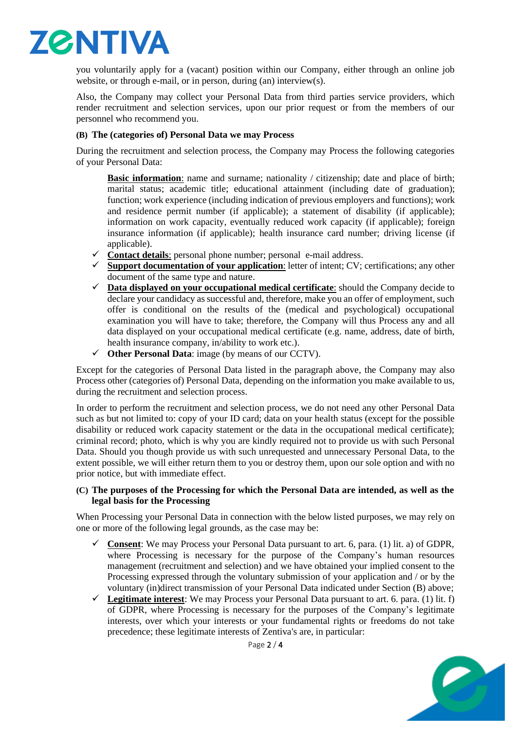you voluntarily apply for a (vacant) position within our Company, either through an online job website, or through e-mail, or in person, during (an) interview(s).

Also, the Company may collect your Personal Data from third parties service providers, which render recruitment and selection services, upon our prior request or from the members of our personnel who recommend you.

#### (B) The (categories of) Personal Data we may Process

During the recruitment and selection process, the Company may Process the following categories of your Personal Data:

**Basic information**: name and surname; nationality / citizenship; date and place of birth; marital status; academic title; educational attainment (including date of graduation); function; work experience (including indication of previous employers and functions); work and residence permit number (if applicable); a statement of disability (if applicable); information on work capacity, eventually reduced work capacity (if applicable); foreign insurance information (if applicable); health insurance card number; driving license (if applicable).

- ✓ **Contact details**: personal phone number; personal e-mail address.
- ✓ **Support documentation of your application**: letter of intent; CV; certifications; any other document of the same type and nature.
- ✓ **Data displayed on your occupational medical certificate**: should the Company decide to declare your candidacy as successful and, therefore, make you an offer of employment, such offer is conditional on the results of the (medical and psychological) occupational examination you will have to take; therefore, the Company will thus Process any and all data displayed on your occupational medical certificate (e.g. name, address, date of birth, health insurance company, in/ability to work etc.).
- ✓ **Other Personal Data**: image (by means of our CCTV).

Except for the categories of Personal Data listed in the paragraph above, the Company may also Process other (categories of) Personal Data, depending on the information you make available to us, during the recruitment and selection process.

In order to perform the recruitment and selection process, we do not need any other Personal Data such as but not limited to: copy of your ID card; data on your health status (except for the possible disability or reduced work capacity statement or the data in the occupational medical certificate); criminal record; photo, which is why you are kindly required not to provide us with such Personal Data. Should you though provide us with such unrequested and unnecessary Personal Data, to the extent possible, we will either return them to you or destroy them, upon our sole option and with no prior notice, but with immediate effect.

#### (C) The purposes of the Processing for which the Personal Data are intended, as well as the legal basis for the Processing

When Processing your Personal Data in connection with the below listed purposes, we may rely on one or more of the following legal grounds, as the case may be:

- ✓ **Consent**: We may Process your Personal Data pursuant to art. 6, para. (1) lit. a) of GDPR, where Processing is necessary for the purpose of the Company's human resources management (recruitment and selection) and we have obtained your implied consent to the Processing expressed through the voluntary submission of your application and / or by the voluntary (in)direct transmission of your Personal Data indicated under Section (B) above;
- ✓ **Legitimate interest**: We may Process your Personal Data pursuant to art. 6. para. (1) lit. f) of GDPR, where Processing is necessary for the purposes of the Company's legitimate interests, over which your interests or your fundamental rights or freedoms do not take precedence; these legitimate interests of Zentiva's are, in particular: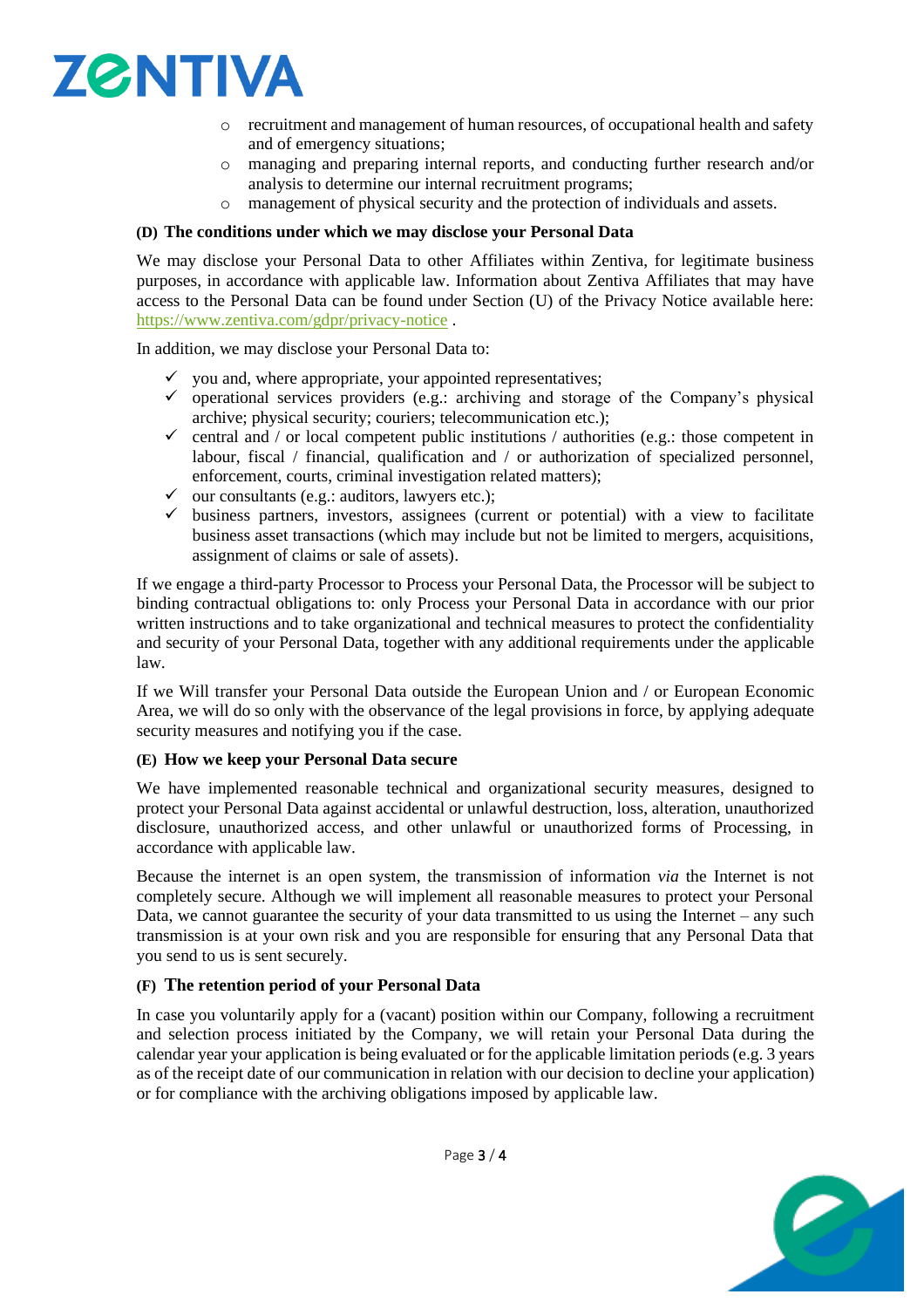- recruitment and management of human resources, of occupational health and safety and of emergency situations;
- managing and preparing internal reports, and conducting further research and/or analysis to determine our internal recruitment programs;
- management of physical security and the protection of individuals and assets.

### (D) The conditions under which we may disclose your Personal Data

We may disclose your Personal Data to other Affiliates within Zentiva, for legitimate business purposes, in accordance with applicable law. Information about Zentiva Affiliates that may have access to the Personal Data can be found under Section (U) of the Privacy Notice available here: https://www.zentiva.com/gdpr/privacy-notice .

In addition, we may disclose your Personal Data to:

- ✓ you and, where appropriate, your appointed representatives;
- ✓ operational services providers (e.g.: archiving and storage of the Company's physical archive; physical security; couriers; telecommunication etc.);
- ✓ central and / or local competent public institutions / authorities (e.g.: those competent in labour, fiscal / financial, qualification and / or authorization of specialized personnel, enforcement, courts, criminal investigation related matters);
- ✓ our consultants (e.g.: auditors, lawyers etc.);
- ✓ business partners, investors, assignees (current or potential) with a view to facilitate business asset transactions (which may include but not be limited to mergers, acquisitions, assignment of claims or sale of assets).

If we engage a third-party Processor to Process your Personal Data, the Processor will be subject to binding contractual obligations to: only Process your Personal Data in accordance with our prior written instructions and to take organizational and technical measures to protect the confidentiality and security of your Personal Data, together with any additional requirements under the applicable law.

If we Will transfer your Personal Data outside the European Union and / or European Economic Area, we will do so only with the observance of the legal provisions in force, by applying adequate security measures and notifying you if the case.

### (E) How we keep your Personal Data secure

We have implemented reasonable technical and organizational security measures, designed to protect your Personal Data against accidental or unlawful destruction, loss, alteration, unauthorized disclosure, unauthorized access, and other unlawful or unauthorized forms of Processing, in accordance with applicable law.

Because the internet is an open system, the transmission of information *via* the Internet is not completely secure. Although we will implement all reasonable measures to protect your Personal Data, we cannot guarantee the security of your data transmitted to us using the Internet – any such transmission is at your own risk and you are responsible for ensuring that any Personal Data that you send to us is sent securely.

### (F) The retention period of your Personal Data

In case you voluntarily apply for a (vacant) position within our Company, following a recruitment and selection process initiated by the Company, we will retain your Personal Data during the calendar year your application is being evaluated or for the applicable limitation periods (e.g. 3 years as of the receipt date of our communication in relation with our decision to decline your application) or for compliance with the archiving obligations imposed by applicable law.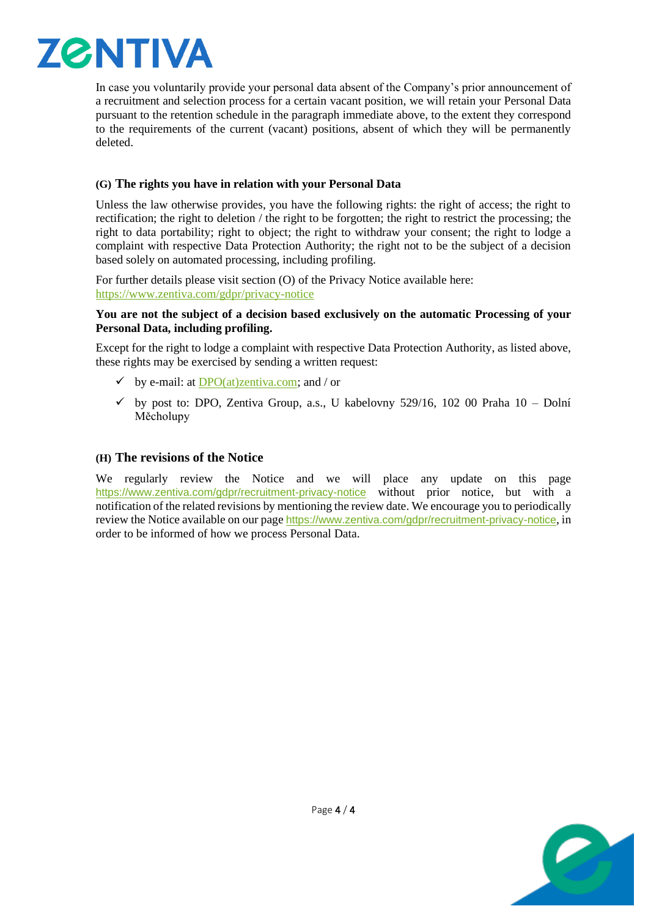In case you voluntarily provide your personal data absent of the Company's prior announcement of a recruitment and selection process for a certain vacant position, we will retain your Personal Data pursuant to the retention schedule in the paragraph immediate above, to the extent they correspond to the requirements of the current (vacant) positions, absent of which they will be permanently deleted.

### (G) The rights you have in relation with your Personal Data

Unless the law otherwise provides, you have the following rights: the right of access; the right to rectification; the right to deletion / the right to be forgotten; the right to restrict the processing; the right to data portability; right to object; the right to withdraw your consent; the right to lodge a complaint with respective Data Protection Authority; the right not to be the subject of a decision based solely on automated processing, including profiling.

For further details please visit section (O) of the Privacy Notice available here: https://www.zentiva.com/gdpr/privacy-notice

**You are not the subject of a decision based exclusively on the automatic Processing of your Personal Data, including profiling.**

Except for the right to lodge a complaint with respective Data Protection Authority, as listed above, these rights may be exercised by sending a written request:

- ✓ by e-mail: at DPO(at)zentiva.com; and / or
- ✓ by post to: DPO, Zentiva Group, a.s., U kabelovny 529/16, 102 00 Praha 10 – Dolní Měcholupy

### (H) The revisions of the Notice

We regularly review the Notice and we will place any update on this page https://www.zentiva.com/gdpr/recruitment-privacy-notice without prior notice, but with a notification of the related revisions by mentioning the review date. We encourage you to periodically review the Notice available on our page https://www.zentiva.com/gdpr/recruitment-privacy-notice, in order to be informed of how we process Personal Data.